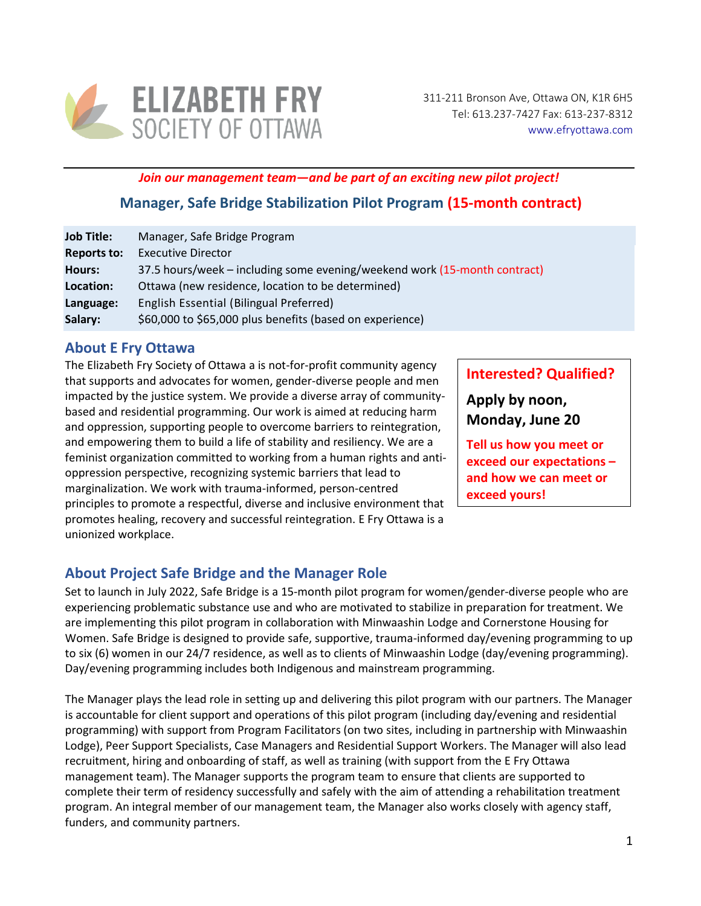**ELIZABETH FRY SOCIETY OF OTTAWA**

311-211 Bronson Ave, Ottawa ON, K1R 6H5
Tel: 613.237-7427 Fax: 613-237-8312
www.efryottawa.com

***Join our management team—and be part of an exciting new pilot project!***

## Manager, Safe Bridge Stabilization Pilot Program (15-month contract)

| | |
|---|---|
| **Job Title:** | Manager, Safe Bridge Program |
| **Reports to:** | Executive Director |
| **Hours:** | 37.5 hours/week – including some evening/weekend work (15-month contract) |
| **Location:** | Ottawa (new residence, location to be determined) |
| **Language:** | English Essential (Bilingual Preferred) |
| **Salary:** | $60,000 to $65,000 plus benefits (based on experience) |

### About E Fry Ottawa

The Elizabeth Fry Society of Ottawa a is not-for-profit community agency that supports and advocates for women, gender-diverse people and men impacted by the justice system. We provide a diverse array of community-based and residential programming. Our work is aimed at reducing harm and oppression, supporting people to overcome barriers to reintegration, and empowering them to build a life of stability and resiliency. We are a feminist organization committed to working from a human rights and anti-oppression perspective, recognizing systemic barriers that lead to marginalization. We work with trauma-informed, person-centred principles to promote a respectful, diverse and inclusive environment that promotes healing, recovery and successful reintegration. E Fry Ottawa is a unionized workplace.

**Interested? Qualified?**

**Apply by noon, Monday, June 20**

**Tell us how you meet or exceed our expectations – and how we can meet or exceed yours!**

### About Project Safe Bridge and the Manager Role

Set to launch in July 2022, Safe Bridge is a 15-month pilot program for women/gender-diverse people who are experiencing problematic substance use and who are motivated to stabilize in preparation for treatment. We are implementing this pilot program in collaboration with Minwaashin Lodge and Cornerstone Housing for Women. Safe Bridge is designed to provide safe, supportive, trauma-informed day/evening programming to up to six (6) women in our 24/7 residence, as well as to clients of Minwaashin Lodge (day/evening programming). Day/evening programming includes both Indigenous and mainstream programming.

The Manager plays the lead role in setting up and delivering this pilot program with our partners. The Manager is accountable for client support and operations of this pilot program (including day/evening and residential programming) with support from Program Facilitators (on two sites, including in partnership with Minwaashin Lodge), Peer Support Specialists, Case Managers and Residential Support Workers. The Manager will also lead recruitment, hiring and onboarding of staff, as well as training (with support from the E Fry Ottawa management team). The Manager supports the program team to ensure that clients are supported to complete their term of residency successfully and safely with the aim of attending a rehabilitation treatment program. An integral member of our management team, the Manager also works closely with agency staff, funders, and community partners.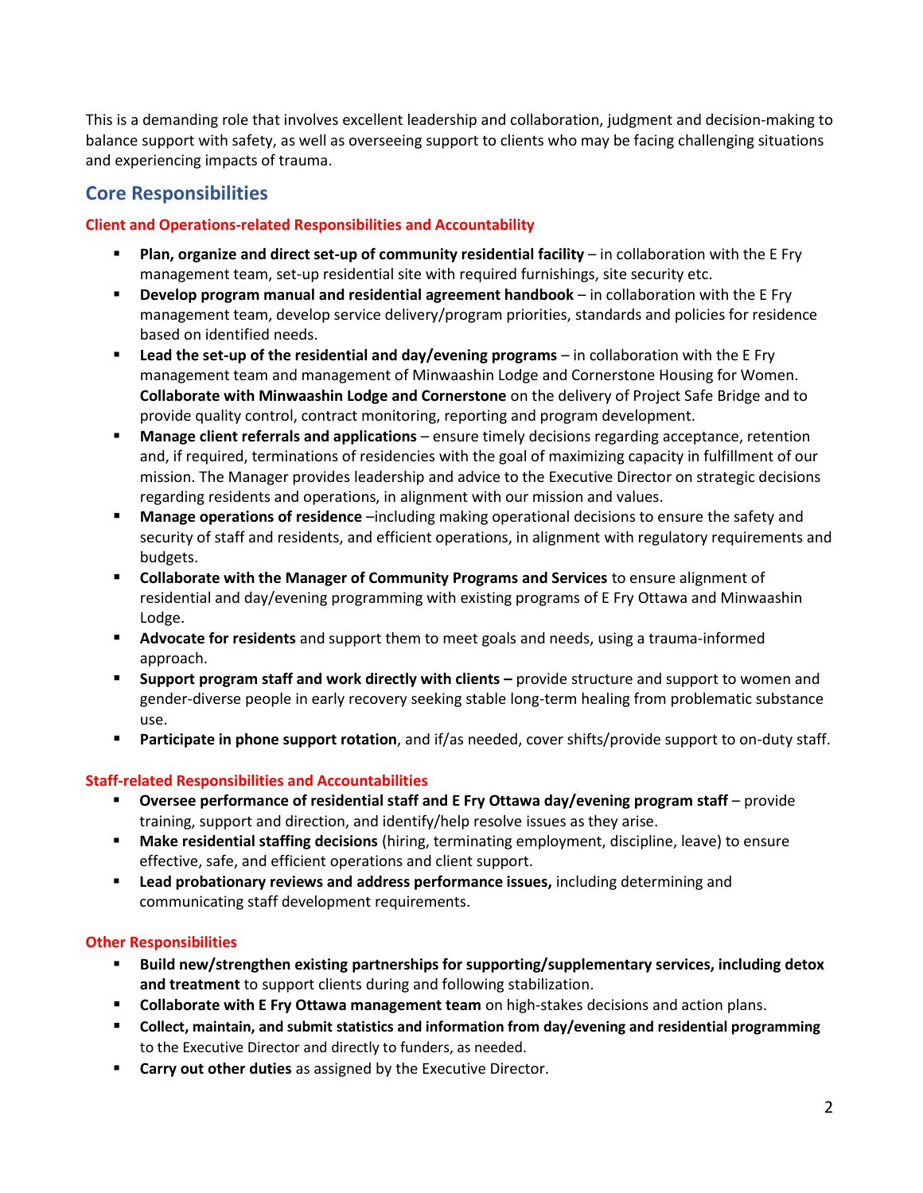This is a demanding role that involves excellent leadership and collaboration, judgment and decision-making to balance support with safety, as well as overseeing support to clients who may be facing challenging situations and experiencing impacts of trauma.

## Core Responsibilities

### Client and Operations-related Responsibilities and Accountability

- **Plan, organize and direct set-up of community residential facility** – in collaboration with the E Fry management team, set-up residential site with required furnishings, site security etc.
- **Develop program manual and residential agreement handbook** – in collaboration with the E Fry management team, develop service delivery/program priorities, standards and policies for residence based on identified needs.
- **Lead the set-up of the residential and day/evening programs** – in collaboration with the E Fry management team and management of Minwaashin Lodge and Cornerstone Housing for Women. **Collaborate with Minwaashin Lodge and Cornerstone** on the delivery of Project Safe Bridge and to provide quality control, contract monitoring, reporting and program development.
- **Manage client referrals and applications** – ensure timely decisions regarding acceptance, retention and, if required, terminations of residencies with the goal of maximizing capacity in fulfillment of our mission. The Manager provides leadership and advice to the Executive Director on strategic decisions regarding residents and operations, in alignment with our mission and values.
- **Manage operations of residence** –including making operational decisions to ensure the safety and security of staff and residents, and efficient operations, in alignment with regulatory requirements and budgets.
- **Collaborate with the Manager of Community Programs and Services** to ensure alignment of residential and day/evening programming with existing programs of E Fry Ottawa and Minwaashin Lodge.
- **Advocate for residents** and support them to meet goals and needs, using a trauma-informed approach.
- **Support program staff and work directly with clients –** provide structure and support to women and gender-diverse people in early recovery seeking stable long-term healing from problematic substance use.
- **Participate in phone support rotation**, and if/as needed, cover shifts/provide support to on-duty staff.

### Staff-related Responsibilities and Accountabilities

- **Oversee performance of residential staff and E Fry Ottawa day/evening program staff** – provide training, support and direction, and identify/help resolve issues as they arise.
- **Make residential staffing decisions** (hiring, terminating employment, discipline, leave) to ensure effective, safe, and efficient operations and client support.
- **Lead probationary reviews and address performance issues,** including determining and communicating staff development requirements.

### Other Responsibilities

- **Build new/strengthen existing partnerships for supporting/supplementary services, including detox and treatment** to support clients during and following stabilization.
- **Collaborate with E Fry Ottawa management team** on high-stakes decisions and action plans.
- **Collect, maintain, and submit statistics and information from day/evening and residential programming** to the Executive Director and directly to funders, as needed.
- **Carry out other duties** as assigned by the Executive Director.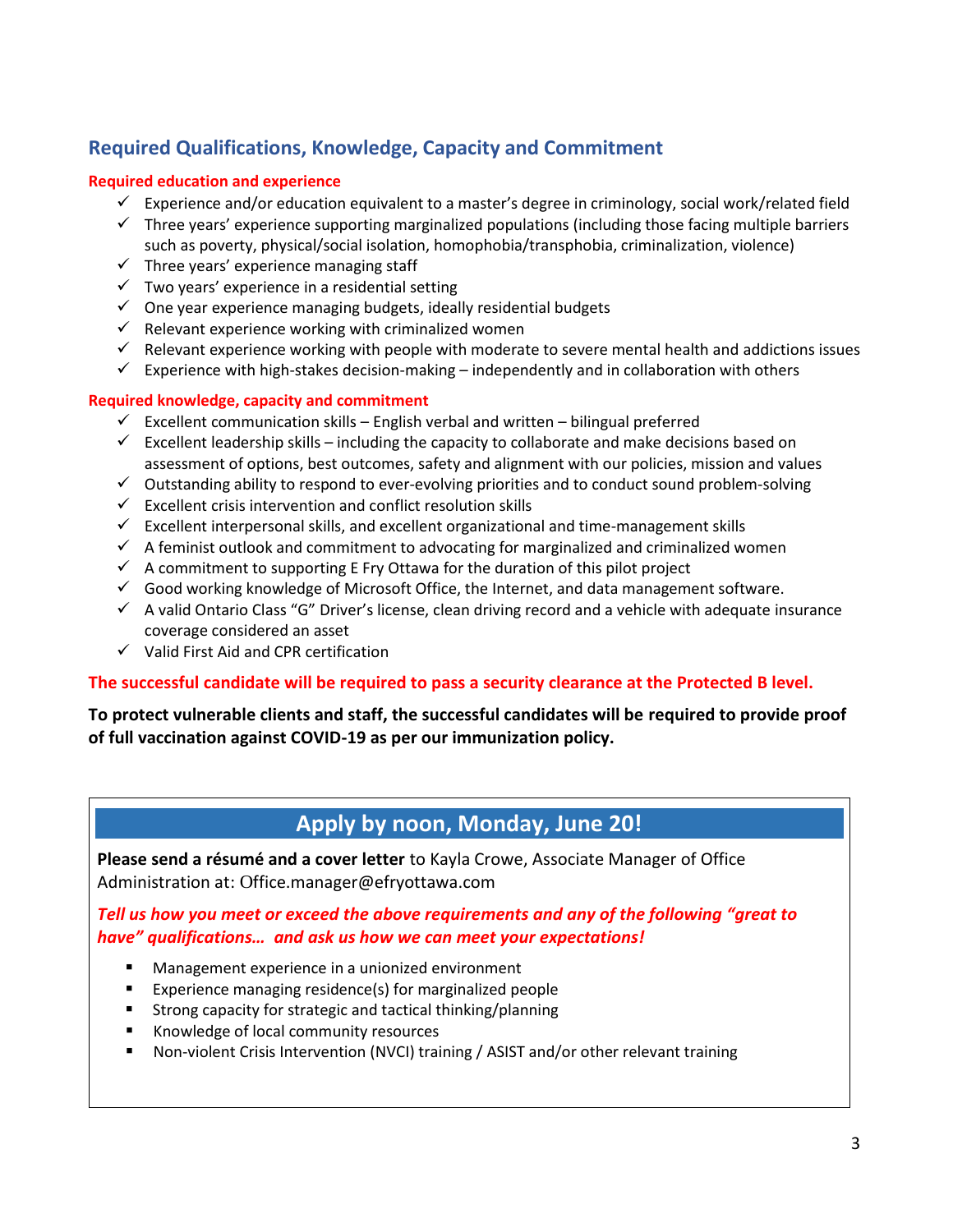## Required Qualifications, Knowledge, Capacity and Commitment

**Required education and experience**

- ✓ Experience and/or education equivalent to a master's degree in criminology, social work/related field
- ✓ Three years' experience supporting marginalized populations (including those facing multiple barriers such as poverty, physical/social isolation, homophobia/transphobia, criminalization, violence)
- ✓ Three years' experience managing staff
- ✓ Two years' experience in a residential setting
- ✓ One year experience managing budgets, ideally residential budgets
- ✓ Relevant experience working with criminalized women
- ✓ Relevant experience working with people with moderate to severe mental health and addictions issues
- ✓ Experience with high-stakes decision-making – independently and in collaboration with others

**Required knowledge, capacity and commitment**

- ✓ Excellent communication skills – English verbal and written – bilingual preferred
- ✓ Excellent leadership skills – including the capacity to collaborate and make decisions based on assessment of options, best outcomes, safety and alignment with our policies, mission and values
- ✓ Outstanding ability to respond to ever-evolving priorities and to conduct sound problem-solving
- ✓ Excellent crisis intervention and conflict resolution skills
- ✓ Excellent interpersonal skills, and excellent organizational and time-management skills
- ✓ A feminist outlook and commitment to advocating for marginalized and criminalized women
- ✓ A commitment to supporting E Fry Ottawa for the duration of this pilot project
- ✓ Good working knowledge of Microsoft Office, the Internet, and data management software.
- ✓ A valid Ontario Class "G" Driver's license, clean driving record and a vehicle with adequate insurance coverage considered an asset
- ✓ Valid First Aid and CPR certification

**The successful candidate will be required to pass a security clearance at the Protected B level.**

**To protect vulnerable clients and staff, the successful candidates will be required to provide proof of full vaccination against COVID-19 as per our immunization policy.**

## Apply by noon, Monday, June 20!

**Please send a résumé and a cover letter** to Kayla Crowe, Associate Manager of Office Administration at: Office.manager@efryottawa.com

***Tell us how you meet or exceed the above requirements and any of the following "great to have" qualifications… and ask us how we can meet your expectations!***

- Management experience in a unionized environment
- Experience managing residence(s) for marginalized people
- Strong capacity for strategic and tactical thinking/planning
- Knowledge of local community resources
- Non-violent Crisis Intervention (NVCI) training / ASIST and/or other relevant training